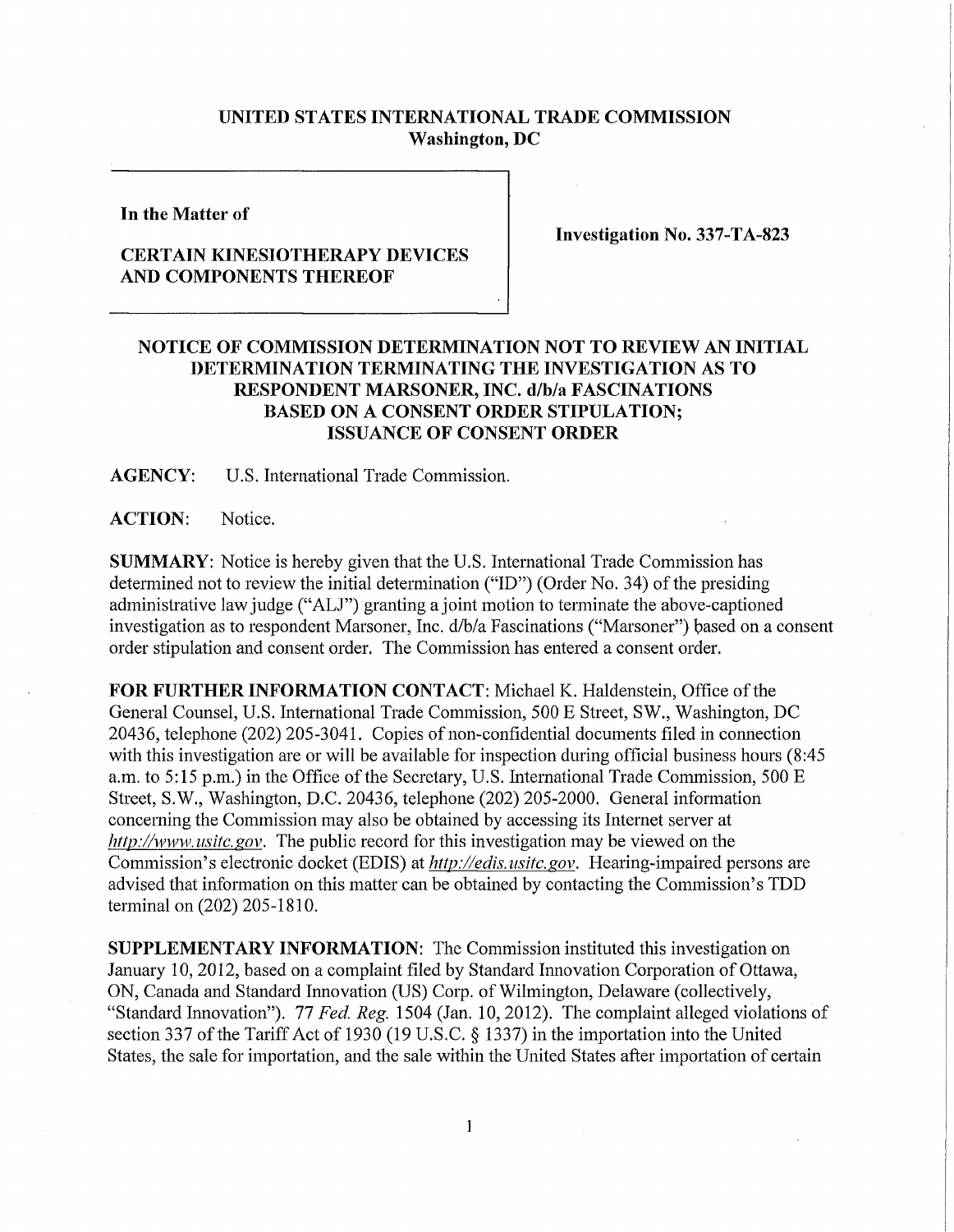**UNITED STATES INTERNATIONAL TRADE COMMISSION**
**Washington, DC**

**In the Matter of**

**CERTAIN KINESIOTHERAPY DEVICES AND COMPONENTS THEREOF**

**Investigation No. 337-TA-823**

**NOTICE OF COMMISSION DETERMINATION NOT TO REVIEW AN INITIAL DETERMINATION TERMINATING THE INVESTIGATION AS TO RESPONDENT MARSONER, INC. d/b/a FASCINATIONS BASED ON A CONSENT ORDER STIPULATION; ISSUANCE OF CONSENT ORDER**

**AGENCY:** U.S. International Trade Commission.

**ACTION:** Notice.

**SUMMARY:** Notice is hereby given that the U.S. International Trade Commission has determined not to review the initial determination ("ID") (Order No. 34) of the presiding administrative law judge ("ALJ") granting a joint motion to terminate the above-captioned investigation as to respondent Marsoner, Inc. d/b/a Fascinations ("Marsoner") based on a consent order stipulation and consent order. The Commission has entered a consent order.

**FOR FURTHER INFORMATION CONTACT:** Michael K. Haldenstein, Office of the General Counsel, U.S. International Trade Commission, 500 E Street, SW., Washington, DC 20436, telephone (202) 205-3041. Copies of non-confidential documents filed in connection with this investigation are or will be available for inspection during official business hours (8:45 a.m. to 5:15 p.m.) in the Office of the Secretary, U.S. International Trade Commission, 500 E Street, S.W., Washington, D.C. 20436, telephone (202) 205-2000. General information concerning the Commission may also be obtained by accessing its Internet server at *http://www.usitc.gov*. The public record for this investigation may be viewed on the Commission's electronic docket (EDIS) at *http://edis.usitc.gov*. Hearing-impaired persons are advised that information on this matter can be obtained by contacting the Commission's TDD terminal on (202) 205-1810.

**SUPPLEMENTARY INFORMATION:** The Commission instituted this investigation on January 10, 2012, based on a complaint filed by Standard Innovation Corporation of Ottawa, ON, Canada and Standard Innovation (US) Corp. of Wilmington, Delaware (collectively, "Standard Innovation"). 77 *Fed. Reg.* 1504 (Jan. 10, 2012). The complaint alleged violations of section 337 of the Tariff Act of 1930 (19 U.S.C. § 1337) in the importation into the United States, the sale for importation, and the sale within the United States after importation of certain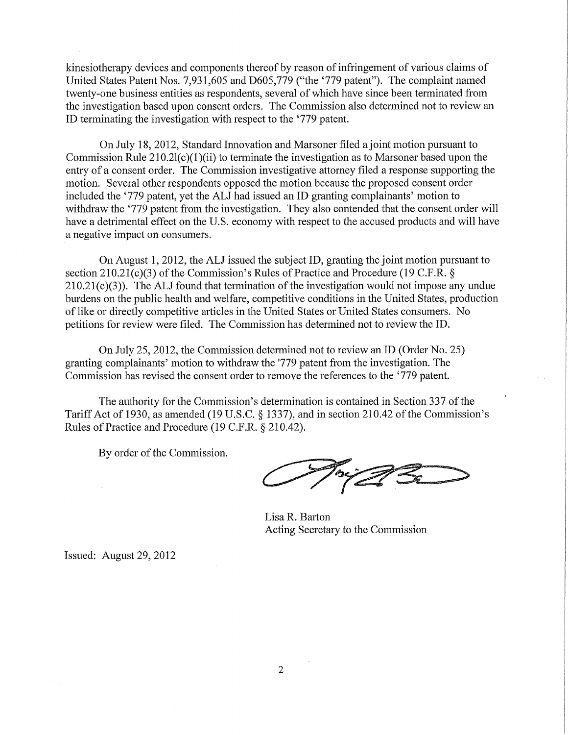kinesiotherapy devices and components thereof by reason of infringement of various claims of United States Patent Nos. 7,931,605 and D605,779 ("the '779 patent"). The complaint named twenty-one business entities as respondents, several of which have since been terminated from the investigation based upon consent orders. The Commission also determined not to review an ID terminating the investigation with respect to the '779 patent.

On July 18, 2012, Standard Innovation and Marsoner filed a joint motion pursuant to Commission Rule 210.2l(c)(1)(ii) to terminate the investigation as to Marsoner based upon the entry of a consent order. The Commission investigative attorney filed a response supporting the motion. Several other respondents opposed the motion because the proposed consent order included the '779 patent, yet the ALJ had issued an ID granting complainants' motion to withdraw the '779 patent from the investigation. They also contended that the consent order will have a detrimental effect on the U.S. economy with respect to the accused products and will have a negative impact on consumers.

On August 1, 2012, the ALJ issued the subject ID, granting the joint motion pursuant to section 210.21(c)(3) of the Commission's Rules of Practice and Procedure (19 C.F.R. § 210.21(c)(3)). The ALJ found that termination of the investigation would not impose any undue burdens on the public health and welfare, competitive conditions in the United States, production of like or directly competitive articles in the United States or United States consumers. No petitions for review were filed. The Commission has determined not to review the ID.

On July 25, 2012, the Commission determined not to review an ID (Order No. 25) granting complainants' motion to withdraw the '779 patent from the investigation. The Commission has revised the consent order to remove the references to the '779 patent.

The authority for the Commission's determination is contained in Section 337 of the Tariff Act of 1930, as amended (19 U.S.C. § 1337), and in section 210.42 of the Commission's Rules of Practice and Procedure (19 C.F.R. § 210.42).

By order of the Commission.

Lisa R. Barton
Acting Secretary to the Commission

Issued: August 29, 2012